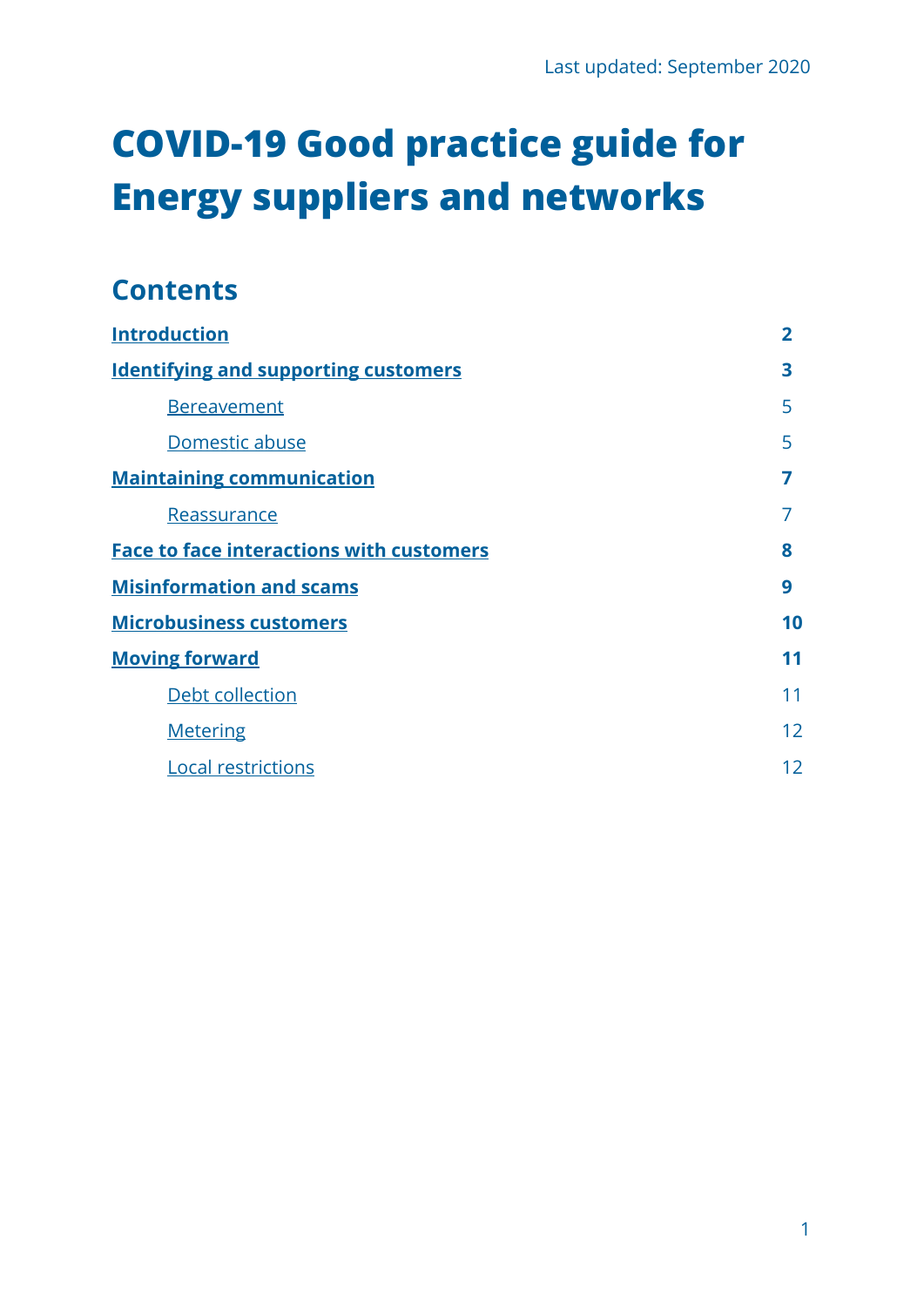Last updated: September 2020

# COVID-19 Good practice guide for Energy suppliers and networks

## Contents

| | |
|---|---|
| **Introduction** | **2** |
| **Identifying and supporting customers** | **3** |
| Bereavement | 5 |
| Domestic abuse | 5 |
| **Maintaining communication** | **7** |
| Reassurance | 7 |
| **Face to face interactions with customers** | **8** |
| **Misinformation and scams** | **9** |
| **Microbusiness customers** | **10** |
| **Moving forward** | **11** |
| Debt collection | 11 |
| Metering | 12 |
| Local restrictions | 12 |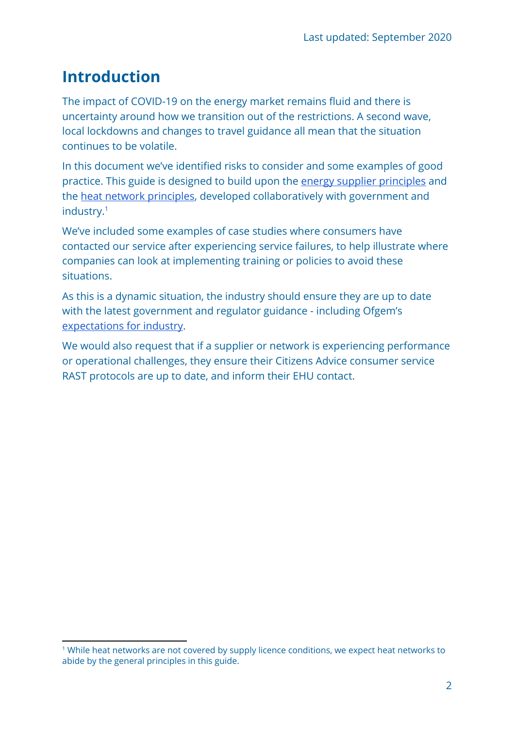Last updated: September 2020

## Introduction

The impact of COVID-19 on the energy market remains fluid and there is uncertainty around how we transition out of the restrictions. A second wave, local lockdowns and changes to travel guidance all mean that the situation continues to be volatile.

In this document we've identified risks to consider and some examples of good practice. This guide is designed to build upon the energy supplier principles and the heat network principles, developed collaboratively with government and industry.[1]

We've included some examples of case studies where consumers have contacted our service after experiencing service failures, to help illustrate where companies can look at implementing training or policies to avoid these situations.

As this is a dynamic situation, the industry should ensure they are up to date with the latest government and regulator guidance - including Ofgem's expectations for industry.

We would also request that if a supplier or network is experiencing performance or operational challenges, they ensure their Citizens Advice consumer service RAST protocols are up to date, and inform their EHU contact.

[1] While heat networks are not covered by supply licence conditions, we expect heat networks to abide by the general principles in this guide.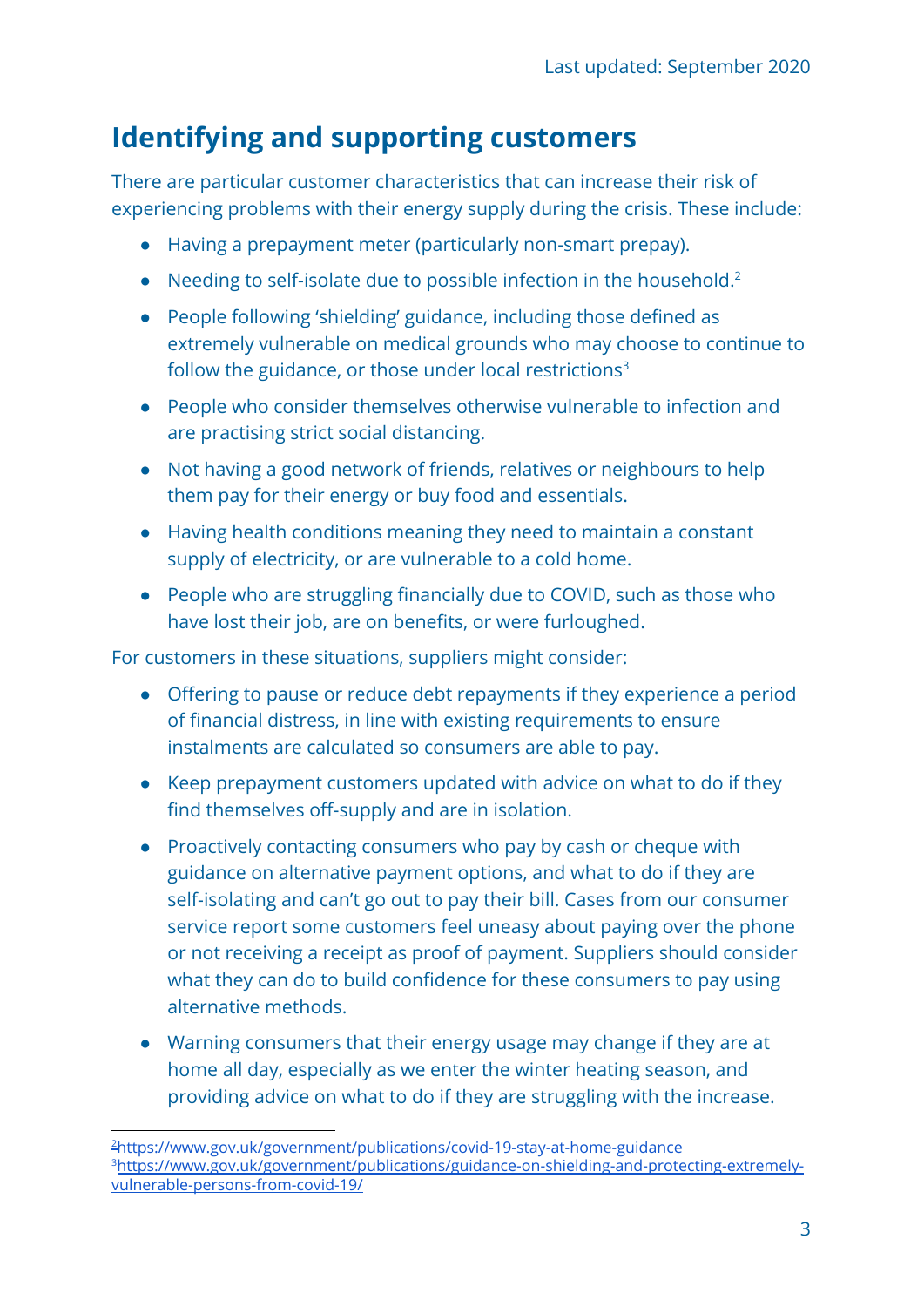## Identifying and supporting customers

There are particular customer characteristics that can increase their risk of experiencing problems with their energy supply during the crisis. These include:

- Having a prepayment meter (particularly non-smart prepay).
- Needing to self-isolate due to possible infection in the household.[2]
- People following 'shielding' guidance, including those defined as extremely vulnerable on medical grounds who may choose to continue to follow the guidance, or those under local restrictions[3]
- People who consider themselves otherwise vulnerable to infection and are practising strict social distancing.
- Not having a good network of friends, relatives or neighbours to help them pay for their energy or buy food and essentials.
- Having health conditions meaning they need to maintain a constant supply of electricity, or are vulnerable to a cold home.
- People who are struggling financially due to COVID, such as those who have lost their job, are on benefits, or were furloughed.

For customers in these situations, suppliers might consider:

- Offering to pause or reduce debt repayments if they experience a period of financial distress, in line with existing requirements to ensure instalments are calculated so consumers are able to pay.
- Keep prepayment customers updated with advice on what to do if they find themselves off-supply and are in isolation.
- Proactively contacting consumers who pay by cash or cheque with guidance on alternative payment options, and what to do if they are self-isolating and can't go out to pay their bill. Cases from our consumer service report some customers feel uneasy about paying over the phone or not receiving a receipt as proof of payment. Suppliers should consider what they can do to build confidence for these consumers to pay using alternative methods.
- Warning consumers that their energy usage may change if they are at home all day, especially as we enter the winter heating season, and providing advice on what to do if they are struggling with the increase.

---

[2] https://www.gov.uk/government/publications/covid-19-stay-at-home-guidance

[3] https://www.gov.uk/government/publications/guidance-on-shielding-and-protecting-extremely-vulnerable-persons-from-covid-19/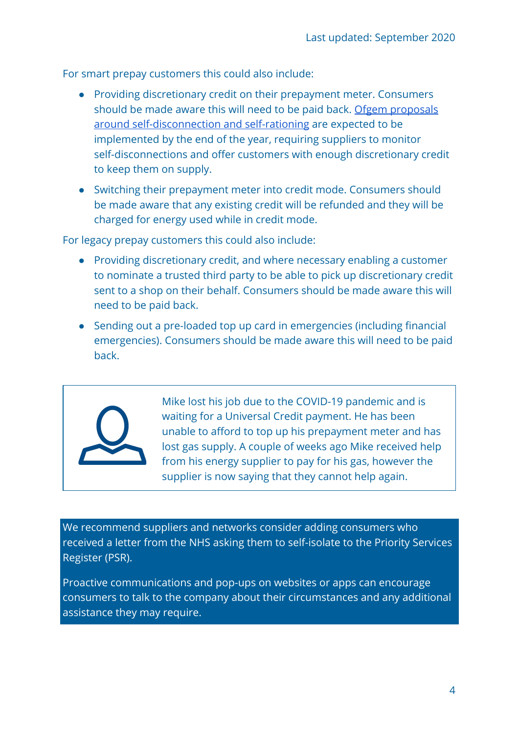For smart prepay customers this could also include:

- Providing discretionary credit on their prepayment meter. Consumers should be made aware this will need to be paid back. Ofgem proposals around self-disconnection and self-rationing are expected to be implemented by the end of the year, requiring suppliers to monitor self-disconnections and offer customers with enough discretionary credit to keep them on supply.
- Switching their prepayment meter into credit mode. Consumers should be made aware that any existing credit will be refunded and they will be charged for energy used while in credit mode.

For legacy prepay customers this could also include:

- Providing discretionary credit, and where necessary enabling a customer to nominate a trusted third party to be able to pick up discretionary credit sent to a shop on their behalf. Consumers should be made aware this will need to be paid back.
- Sending out a pre-loaded top up card in emergencies (including financial emergencies). Consumers should be made aware this will need to be paid back.

> Mike lost his job due to the COVID-19 pandemic and is waiting for a Universal Credit payment. He has been unable to afford to top up his prepayment meter and has lost gas supply. A couple of weeks ago Mike received help from his energy supplier to pay for his gas, however the supplier is now saying that they cannot help again.

We recommend suppliers and networks consider adding consumers who received a letter from the NHS asking them to self-isolate to the Priority Services Register (PSR).

Proactive communications and pop-ups on websites or apps can encourage consumers to talk to the company about their circumstances and any additional assistance they may require.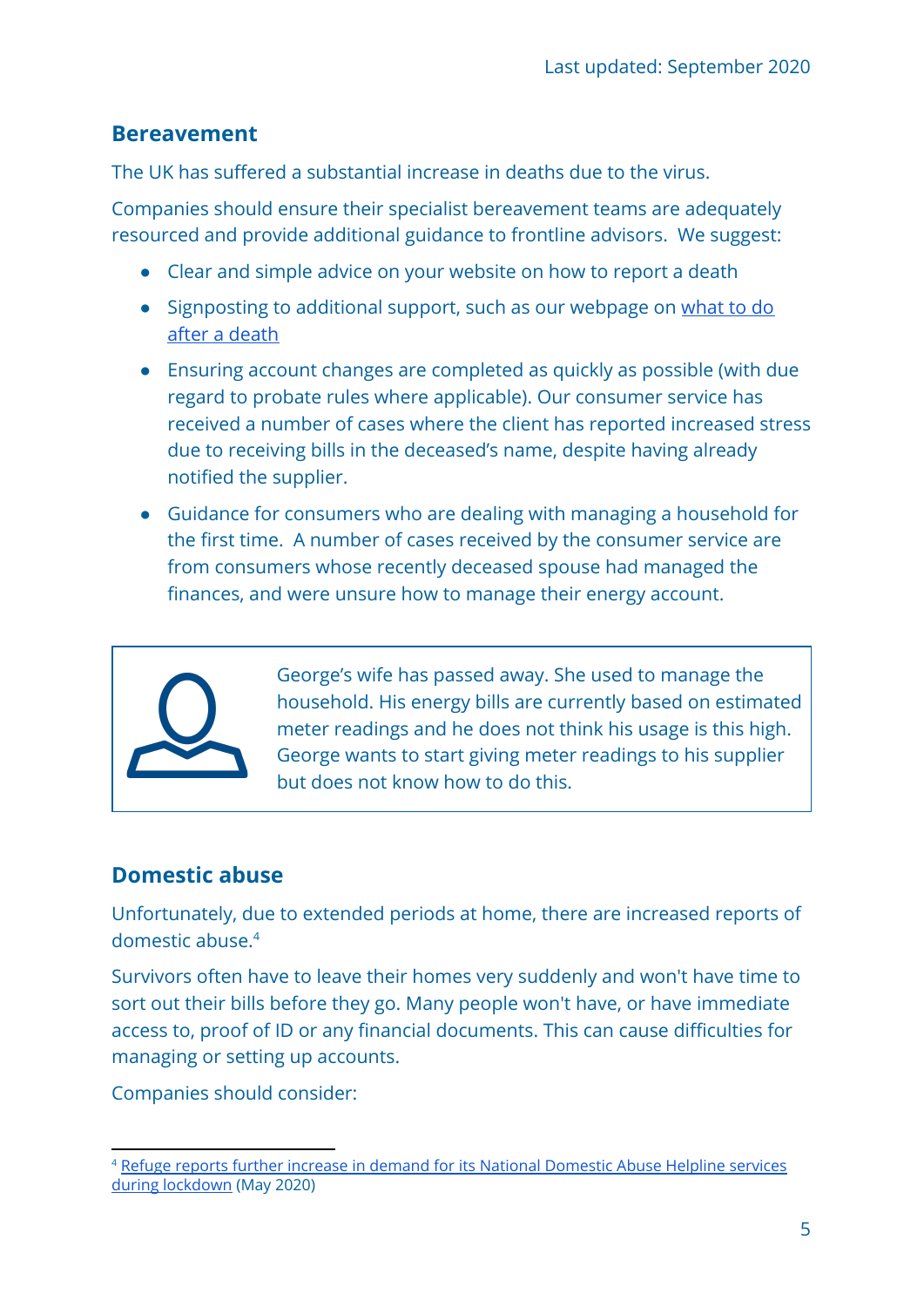## Bereavement

The UK has suffered a substantial increase in deaths due to the virus.

Companies should ensure their specialist bereavement teams are adequately resourced and provide additional guidance to frontline advisors. We suggest:

- Clear and simple advice on your website on how to report a death
- Signposting to additional support, such as our webpage on [what to do after a death]
- Ensuring account changes are completed as quickly as possible (with due regard to probate rules where applicable). Our consumer service has received a number of cases where the client has reported increased stress due to receiving bills in the deceased's name, despite having already notified the supplier.
- Guidance for consumers who are dealing with managing a household for the first time. A number of cases received by the consumer service are from consumers whose recently deceased spouse had managed the finances, and were unsure how to manage their energy account.

> George's wife has passed away. She used to manage the household. His energy bills are currently based on estimated meter readings and he does not think his usage is this high. George wants to start giving meter readings to his supplier but does not know how to do this.

## Domestic abuse

Unfortunately, due to extended periods at home, there are increased reports of domestic abuse.[4]

Survivors often have to leave their homes very suddenly and won't have time to sort out their bills before they go. Many people won't have, or have immediate access to, proof of ID or any financial documents. This can cause difficulties for managing or setting up accounts.

Companies should consider:

---

[4] Refuge reports further increase in demand for its National Domestic Abuse Helpline services during lockdown (May 2020)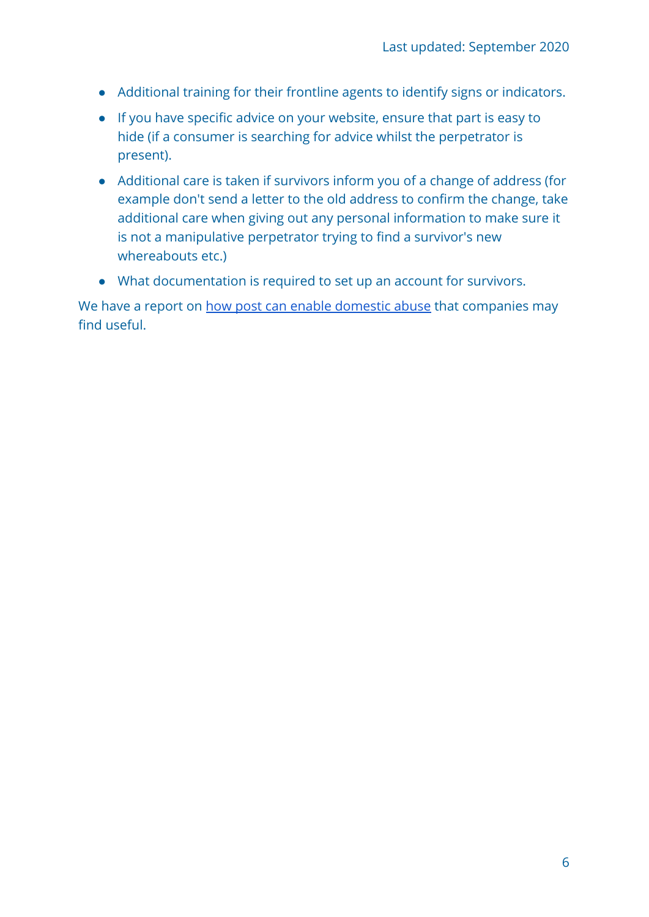- Additional training for their frontline agents to identify signs or indicators.
- If you have specific advice on your website, ensure that part is easy to hide (if a consumer is searching for advice whilst the perpetrator is present).
- Additional care is taken if survivors inform you of a change of address (for example don't send a letter to the old address to confirm the change, take additional care when giving out any personal information to make sure it is not a manipulative perpetrator trying to find a survivor's new whereabouts etc.)
- What documentation is required to set up an account for survivors.

We have a report on how post can enable domestic abuse that companies may find useful.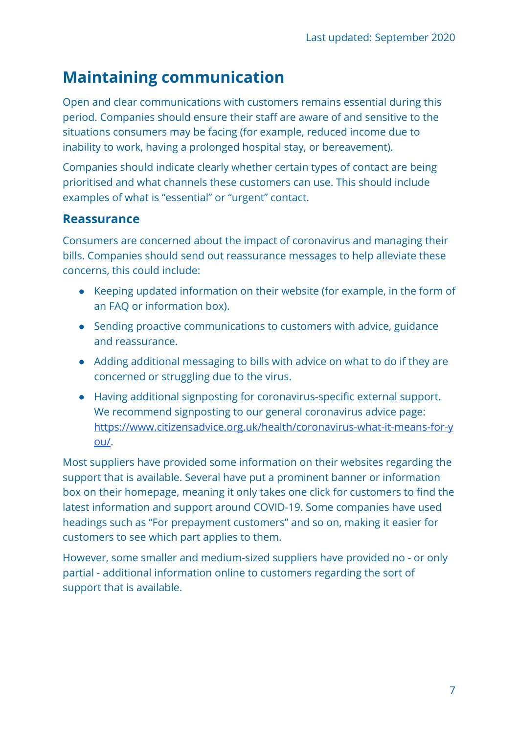## Maintaining communication

Open and clear communications with customers remains essential during this period. Companies should ensure their staff are aware of and sensitive to the situations consumers may be facing (for example, reduced income due to inability to work, having a prolonged hospital stay, or bereavement).

Companies should indicate clearly whether certain types of contact are being prioritised and what channels these customers can use. This should include examples of what is "essential" or "urgent" contact.

### Reassurance

Consumers are concerned about the impact of coronavirus and managing their bills. Companies should send out reassurance messages to help alleviate these concerns, this could include:

- Keeping updated information on their website (for example, in the form of an FAQ or information box).
- Sending proactive communications to customers with advice, guidance and reassurance.
- Adding additional messaging to bills with advice on what to do if they are concerned or struggling due to the virus.
- Having additional signposting for coronavirus-specific external support. We recommend signposting to our general coronavirus advice page: [https://www.citizensadvice.org.uk/health/coronavirus-what-it-means-for-you/](https://www.citizensadvice.org.uk/health/coronavirus-what-it-means-for-you/).

Most suppliers have provided some information on their websites regarding the support that is available. Several have put a prominent banner or information box on their homepage, meaning it only takes one click for customers to find the latest information and support around COVID-19. Some companies have used headings such as "For prepayment customers" and so on, making it easier for customers to see which part applies to them.

However, some smaller and medium-sized suppliers have provided no - or only partial - additional information online to customers regarding the sort of support that is available.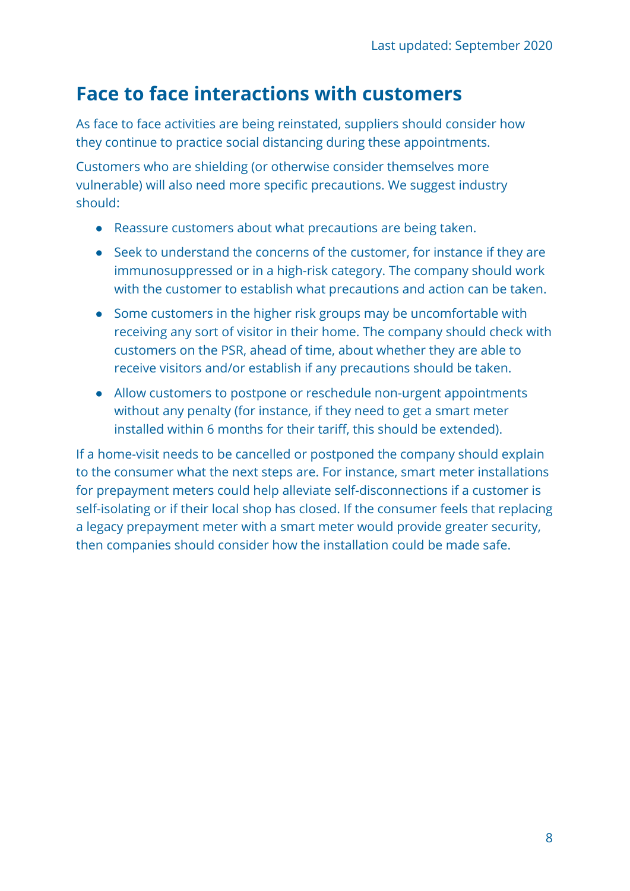## Face to face interactions with customers

As face to face activities are being reinstated, suppliers should consider how they continue to practice social distancing during these appointments.

Customers who are shielding (or otherwise consider themselves more vulnerable) will also need more specific precautions. We suggest industry should:

- Reassure customers about what precautions are being taken.
- Seek to understand the concerns of the customer, for instance if they are immunosuppressed or in a high-risk category. The company should work with the customer to establish what precautions and action can be taken.
- Some customers in the higher risk groups may be uncomfortable with receiving any sort of visitor in their home. The company should check with customers on the PSR, ahead of time, about whether they are able to receive visitors and/or establish if any precautions should be taken.
- Allow customers to postpone or reschedule non-urgent appointments without any penalty (for instance, if they need to get a smart meter installed within 6 months for their tariff, this should be extended).

If a home-visit needs to be cancelled or postponed the company should explain to the consumer what the next steps are. For instance, smart meter installations for prepayment meters could help alleviate self-disconnections if a customer is self-isolating or if their local shop has closed. If the consumer feels that replacing a legacy prepayment meter with a smart meter would provide greater security, then companies should consider how the installation could be made safe.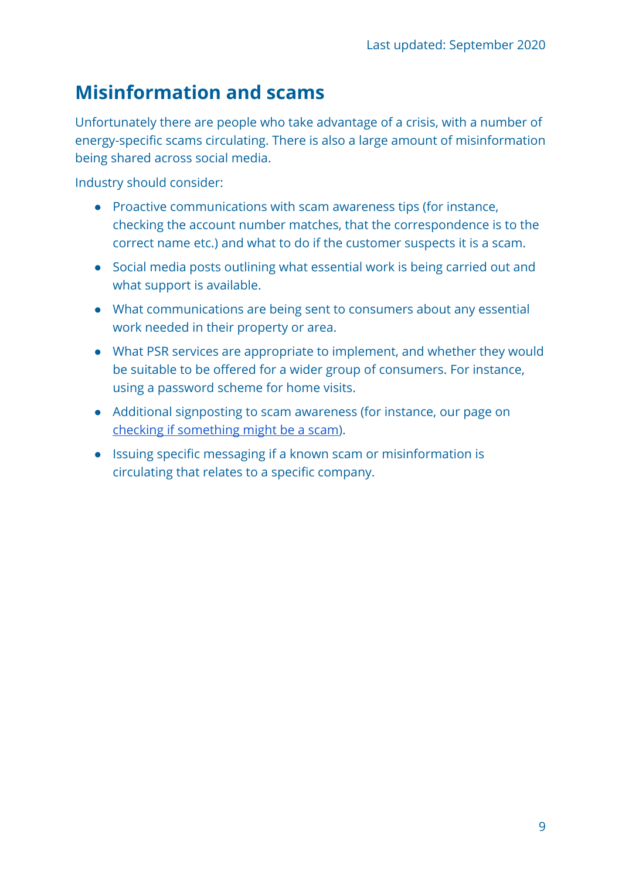Last updated: September 2020

## Misinformation and scams

Unfortunately there are people who take advantage of a crisis, with a number of energy-specific scams circulating. There is also a large amount of misinformation being shared across social media.

Industry should consider:

- Proactive communications with scam awareness tips (for instance, checking the account number matches, that the correspondence is to the correct name etc.) and what to do if the customer suspects it is a scam.
- Social media posts outlining what essential work is being carried out and what support is available.
- What communications are being sent to consumers about any essential work needed in their property or area.
- What PSR services are appropriate to implement, and whether they would be suitable to be offered for a wider group of consumers. For instance, using a password scheme for home visits.
- Additional signposting to scam awareness (for instance, our page on checking if something might be a scam).
- Issuing specific messaging if a known scam or misinformation is circulating that relates to a specific company.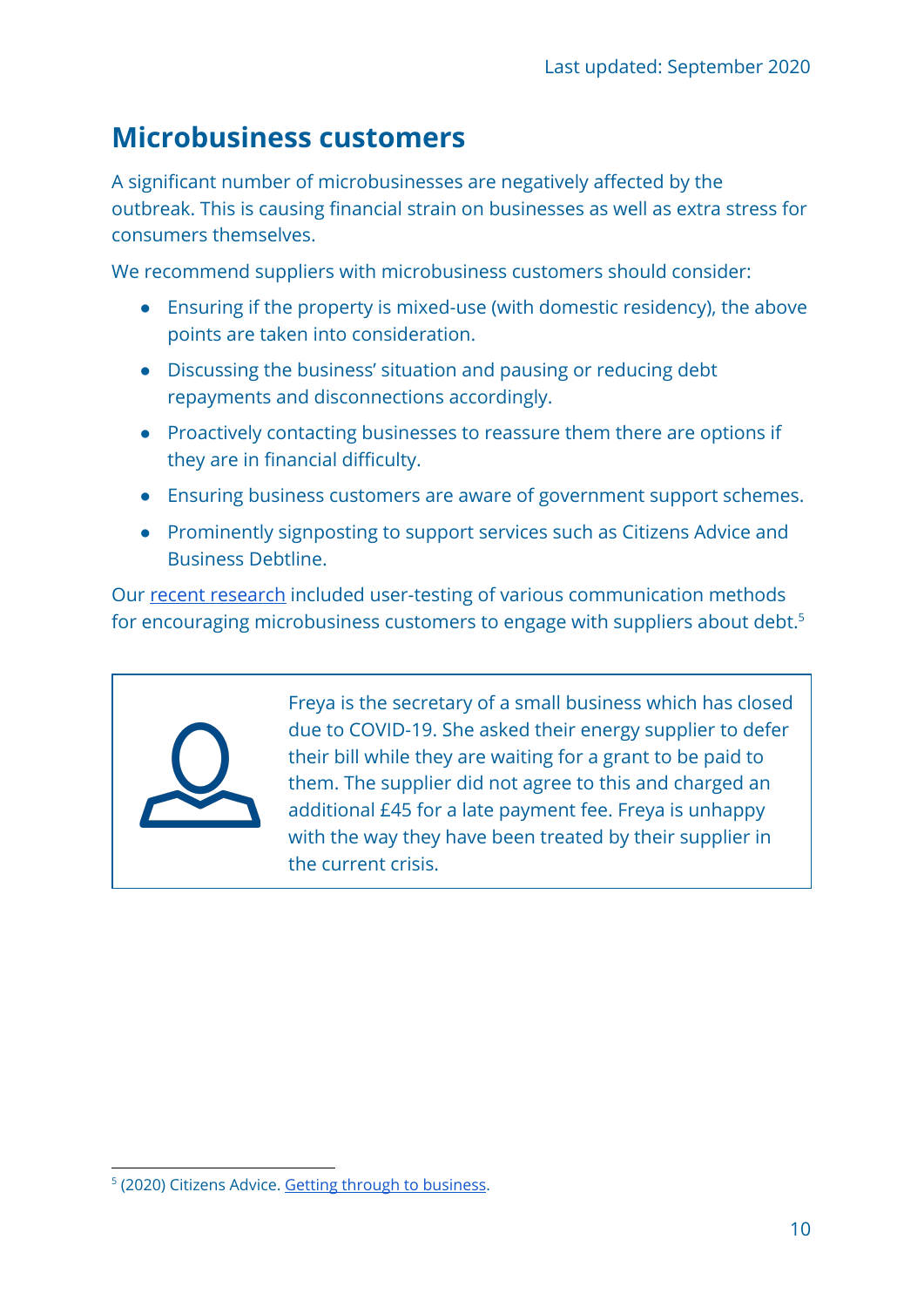## Microbusiness customers

A significant number of microbusinesses are negatively affected by the outbreak. This is causing financial strain on businesses as well as extra stress for consumers themselves.

We recommend suppliers with microbusiness customers should consider:

- Ensuring if the property is mixed-use (with domestic residency), the above points are taken into consideration.
- Discussing the business' situation and pausing or reducing debt repayments and disconnections accordingly.
- Proactively contacting businesses to reassure them there are options if they are in financial difficulty.
- Ensuring business customers are aware of government support schemes.
- Prominently signposting to support services such as Citizens Advice and Business Debtline.

Our recent research included user-testing of various communication methods for encouraging microbusiness customers to engage with suppliers about debt.[5]

> Freya is the secretary of a small business which has closed due to COVID-19. She asked their energy supplier to defer their bill while they are waiting for a grant to be paid to them. The supplier did not agree to this and charged an additional £45 for a late payment fee. Freya is unhappy with the way they have been treated by their supplier in the current crisis.

[5] (2020) Citizens Advice. Getting through to business.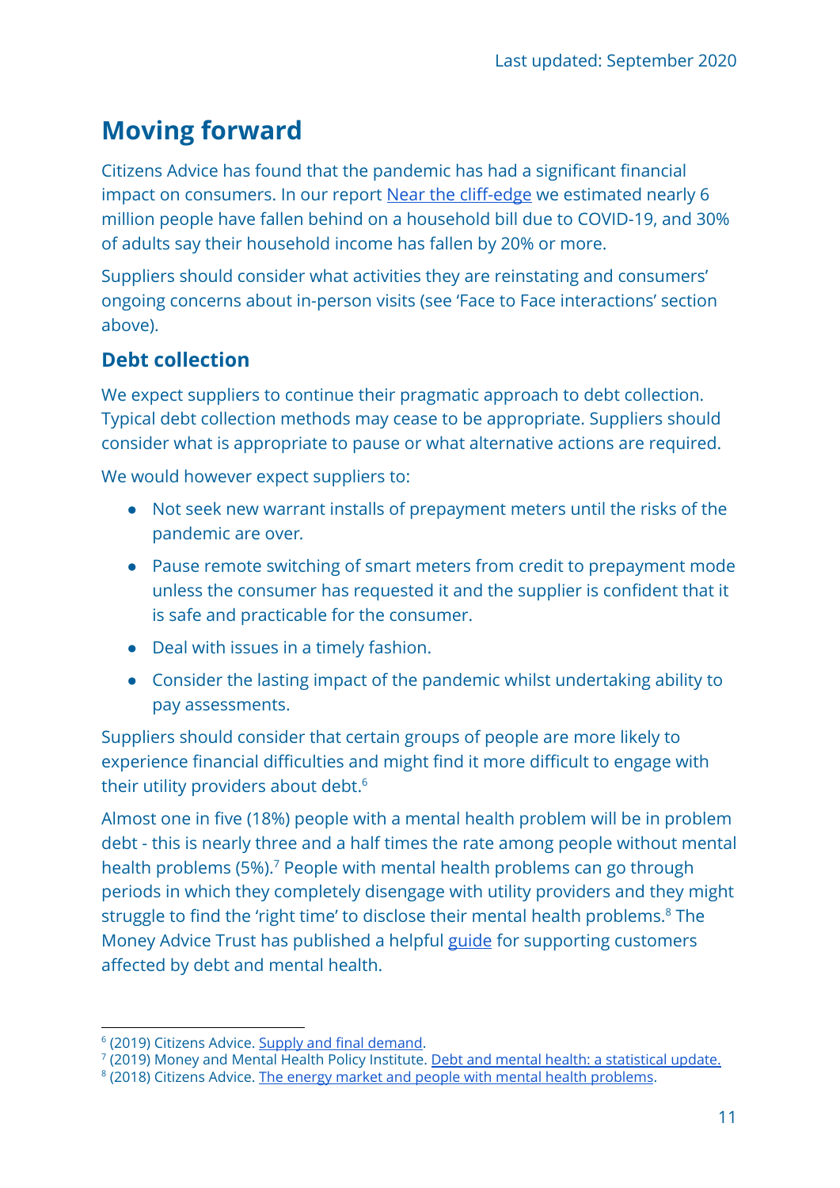## Moving forward

Citizens Advice has found that the pandemic has had a significant financial impact on consumers. In our report Near the cliff-edge we estimated nearly 6 million people have fallen behind on a household bill due to COVID-19, and 30% of adults say their household income has fallen by 20% or more.

Suppliers should consider what activities they are reinstating and consumers' ongoing concerns about in-person visits (see 'Face to Face interactions' section above).

### Debt collection

We expect suppliers to continue their pragmatic approach to debt collection. Typical debt collection methods may cease to be appropriate. Suppliers should consider what is appropriate to pause or what alternative actions are required.

We would however expect suppliers to:

- Not seek new warrant installs of prepayment meters until the risks of the pandemic are over.
- Pause remote switching of smart meters from credit to prepayment mode unless the consumer has requested it and the supplier is confident that it is safe and practicable for the consumer.
- Deal with issues in a timely fashion.
- Consider the lasting impact of the pandemic whilst undertaking ability to pay assessments.

Suppliers should consider that certain groups of people are more likely to experience financial difficulties and might find it more difficult to engage with their utility providers about debt.[6]

Almost one in five (18%) people with a mental health problem will be in problem debt - this is nearly three and a half times the rate among people without mental health problems (5%).[7] People with mental health problems can go through periods in which they completely disengage with utility providers and they might struggle to find the 'right time' to disclose their mental health problems.[8] The Money Advice Trust has published a helpful guide for supporting customers affected by debt and mental health.

---

[6] (2019) Citizens Advice. Supply and final demand.
[7] (2019) Money and Mental Health Policy Institute. Debt and mental health: a statistical update.
[8] (2018) Citizens Advice. The energy market and people with mental health problems.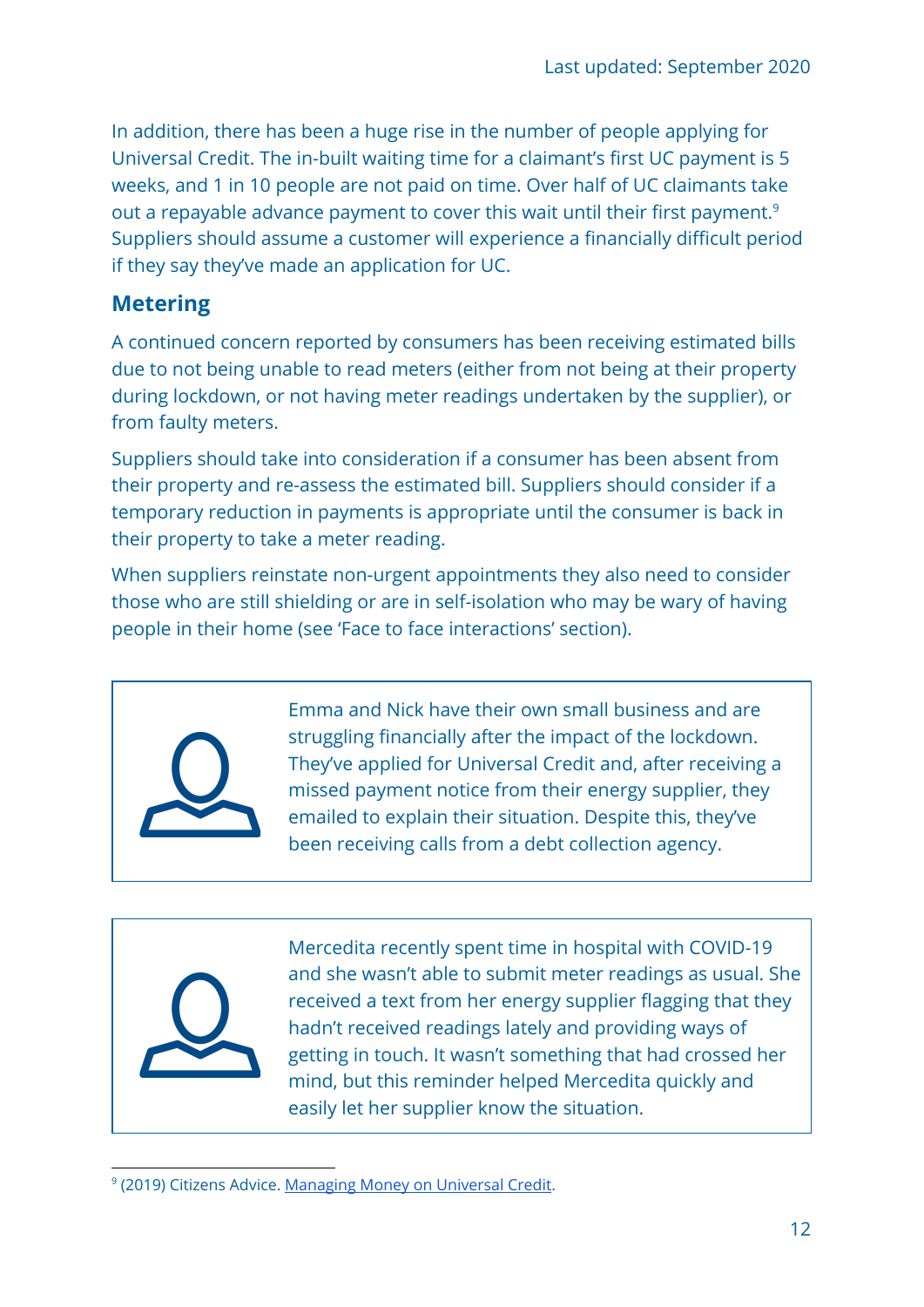In addition, there has been a huge rise in the number of people applying for Universal Credit. The in-built waiting time for a claimant's first UC payment is 5 weeks, and 1 in 10 people are not paid on time. Over half of UC claimants take out a repayable advance payment to cover this wait until their first payment.[9] Suppliers should assume a customer will experience a financially difficult period if they say they've made an application for UC.

## Metering

A continued concern reported by consumers has been receiving estimated bills due to not being unable to read meters (either from not being at their property during lockdown, or not having meter readings undertaken by the supplier), or from faulty meters.

Suppliers should take into consideration if a consumer has been absent from their property and re-assess the estimated bill. Suppliers should consider if a temporary reduction in payments is appropriate until the consumer is back in their property to take a meter reading.

When suppliers reinstate non-urgent appointments they also need to consider those who are still shielding or are in self-isolation who may be wary of having people in their home (see 'Face to face interactions' section).

> Emma and Nick have their own small business and are struggling financially after the impact of the lockdown. They've applied for Universal Credit and, after receiving a missed payment notice from their energy supplier, they emailed to explain their situation. Despite this, they've been receiving calls from a debt collection agency.

> Mercedita recently spent time in hospital with COVID-19 and she wasn't able to submit meter readings as usual. She received a text from her energy supplier flagging that they hadn't received readings lately and providing ways of getting in touch. It wasn't something that had crossed her mind, but this reminder helped Mercedita quickly and easily let her supplier know the situation.

---

[9] (2019) Citizens Advice. Managing Money on Universal Credit.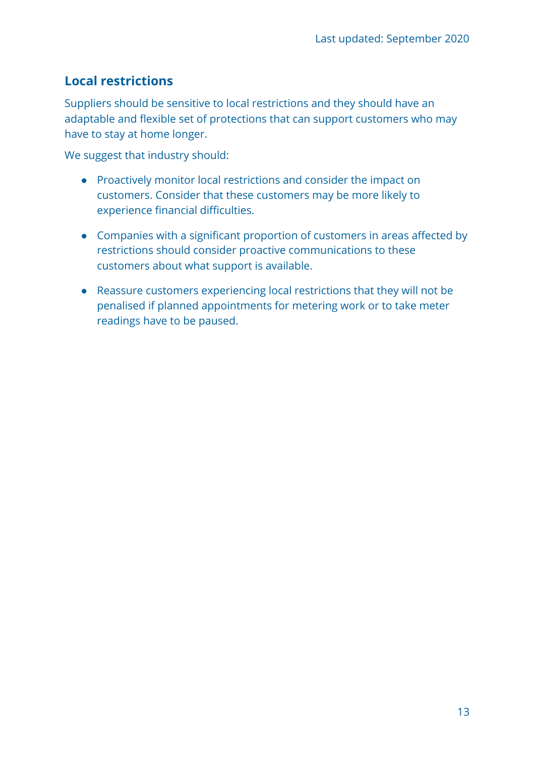## Local restrictions

Suppliers should be sensitive to local restrictions and they should have an adaptable and flexible set of protections that can support customers who may have to stay at home longer.

We suggest that industry should:

- Proactively monitor local restrictions and consider the impact on customers. Consider that these customers may be more likely to experience financial difficulties.
- Companies with a significant proportion of customers in areas affected by restrictions should consider proactive communications to these customers about what support is available.
- Reassure customers experiencing local restrictions that they will not be penalised if planned appointments for metering work or to take meter readings have to be paused.